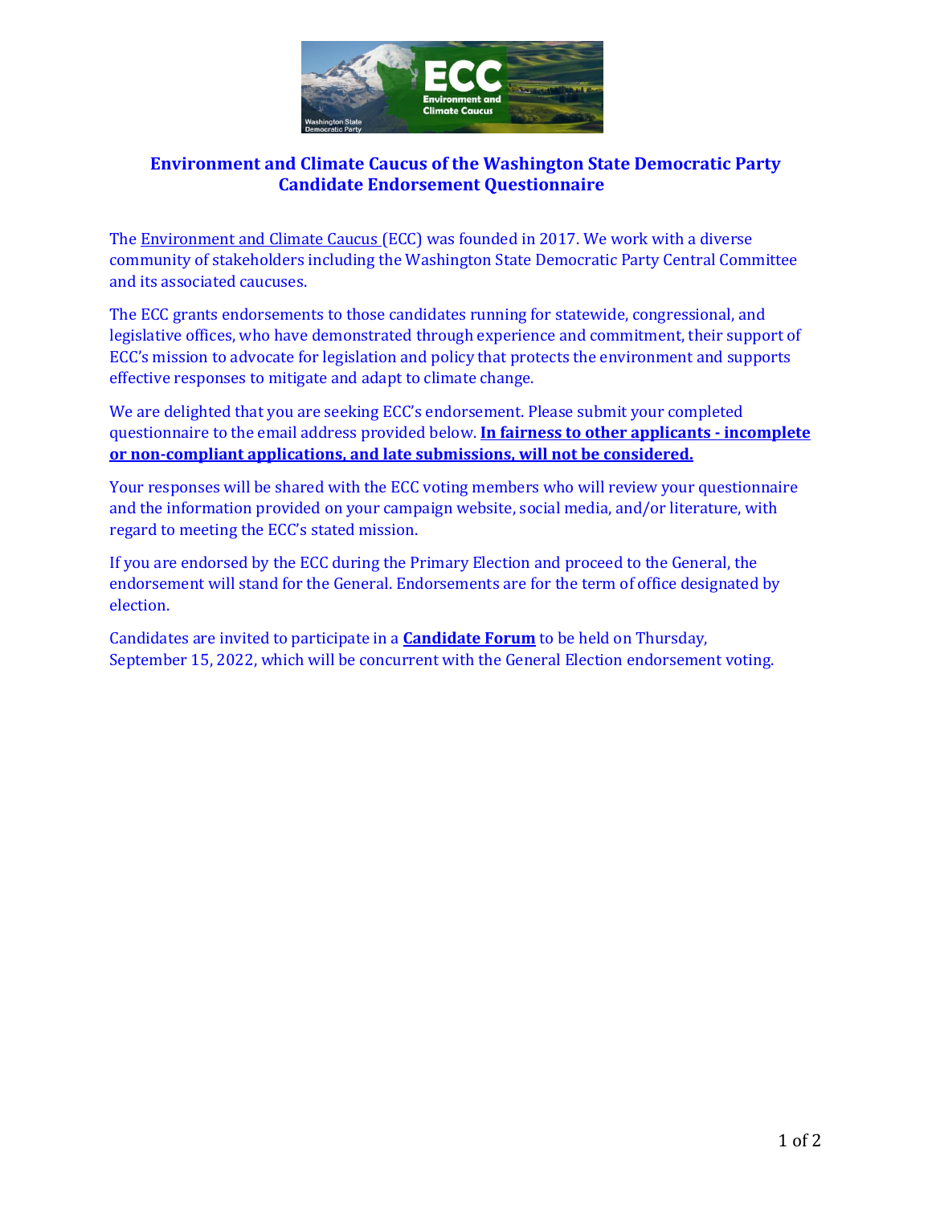# Environment and Climate Caucus of the Washington State Democratic Party
## Candidate Endorsement Questionnaire

The Environment and Climate Caucus (ECC) was founded in 2017. We work with a diverse community of stakeholders including the Washington State Democratic Party Central Committee and its associated caucuses.

The ECC grants endorsements to those candidates running for statewide, congressional, and legislative offices, who have demonstrated through experience and commitment, their support of ECC's mission to advocate for legislation and policy that protects the environment and supports effective responses to mitigate and adapt to climate change.

We are delighted that you are seeking ECC's endorsement. Please submit your completed questionnaire to the email address provided below. **In fairness to other applicants - incomplete or non-compliant applications, and late submissions, will not be considered.**

Your responses will be shared with the ECC voting members who will review your questionnaire and the information provided on your campaign website, social media, and/or literature, with regard to meeting the ECC's stated mission.

If you are endorsed by the ECC during the Primary Election and proceed to the General, the endorsement will stand for the General. Endorsements are for the term of office designated by election.

Candidates are invited to participate in a **Candidate Forum** to be held on Thursday, September 15, 2022, which will be concurrent with the General Election endorsement voting.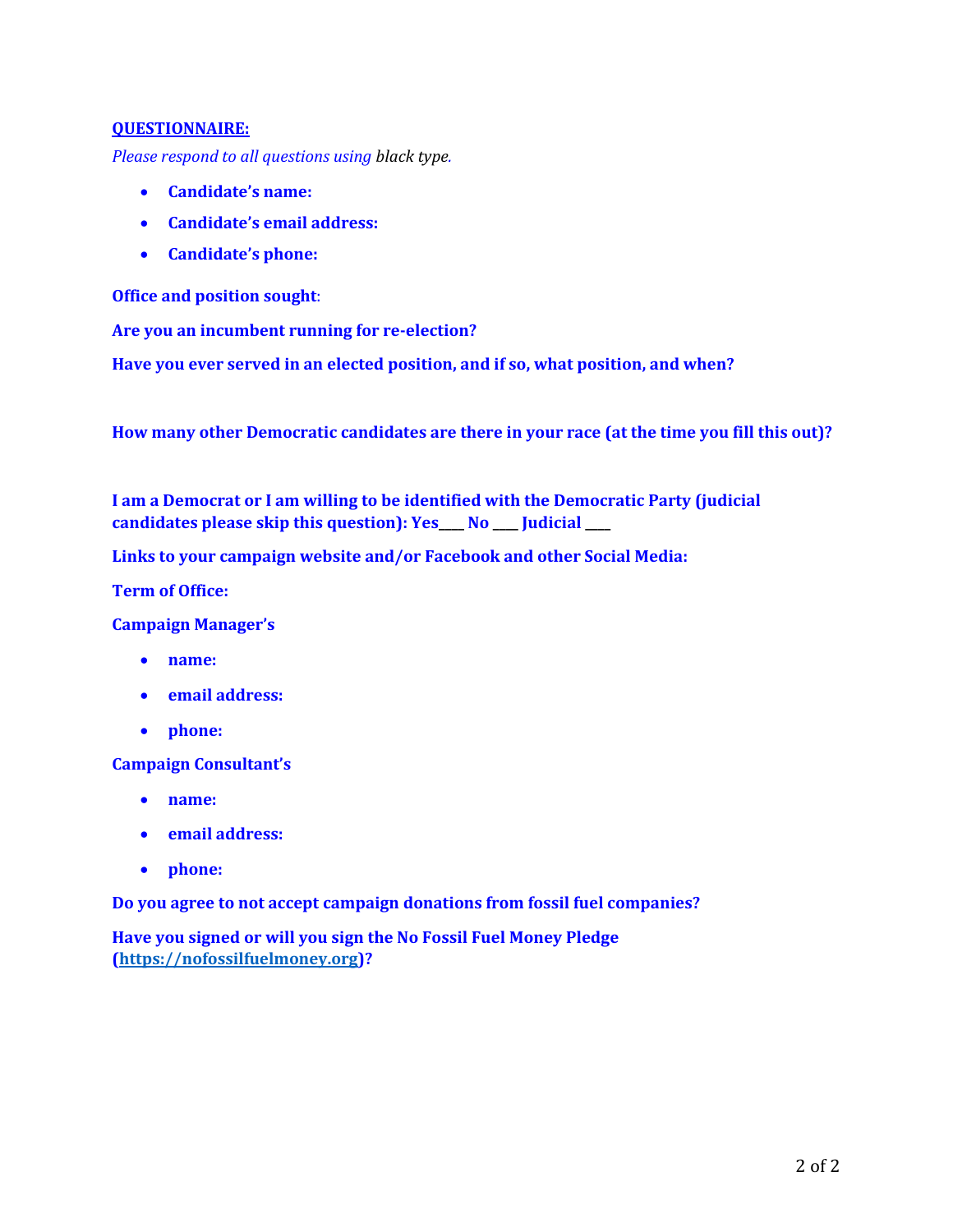**QUESTIONNAIRE:**

*Please respond to all questions using black type.*

- **Candidate's name:**
- **Candidate's email address:**
- **Candidate's phone:**

**Office and position sought**:

**Are you an incumbent running for re-election?**

**Have you ever served in an elected position, and if so, what position, and when?**

**How many other Democratic candidates are there in your race (at the time you fill this out)?**

**I am a Democrat or I am willing to be identified with the Democratic Party (judicial candidates please skip this question): Yes____ No ____ Judicial ____**

**Links to your campaign website and/or Facebook and other Social Media:**

**Term of Office:**

**Campaign Manager's**

- **name:**
- **email address:**
- **phone:**

**Campaign Consultant's**

- **name:**
- **email address:**
- **phone:**

**Do you agree to not accept campaign donations from fossil fuel companies?**

**Have you signed or will you sign the No Fossil Fuel Money Pledge (https://nofossilfuelmoney.org)?**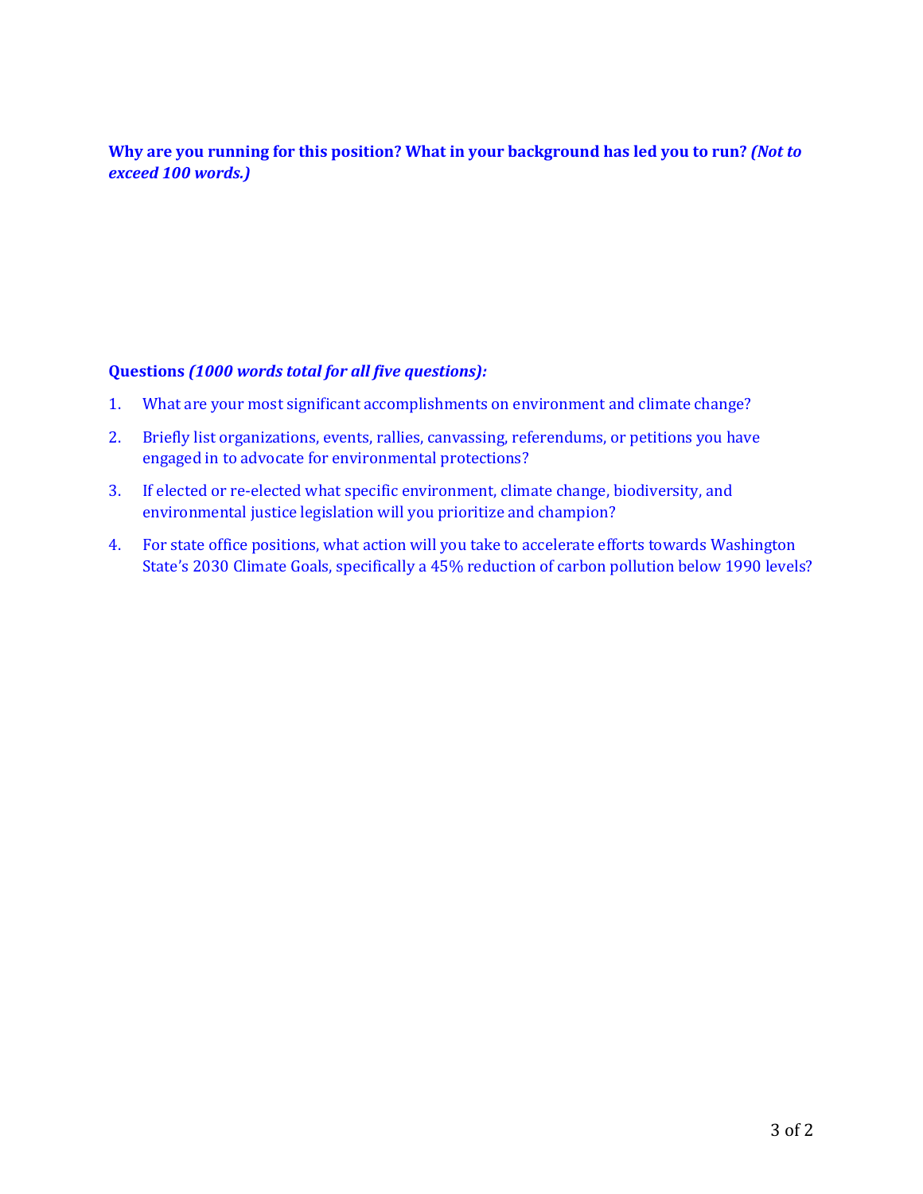**Why are you running for this position? What in your background has led you to run?** ***(Not to exceed 100 words.)***

**Questions** ***(1000 words total for all five questions):***

1. What are your most significant accomplishments on environment and climate change?
2. Briefly list organizations, events, rallies, canvassing, referendums, or petitions you have engaged in to advocate for environmental protections?
3. If elected or re-elected what specific environment, climate change, biodiversity, and environmental justice legislation will you prioritize and champion?
4. For state office positions, what action will you take to accelerate efforts towards Washington State's 2030 Climate Goals, specifically a 45% reduction of carbon pollution below 1990 levels?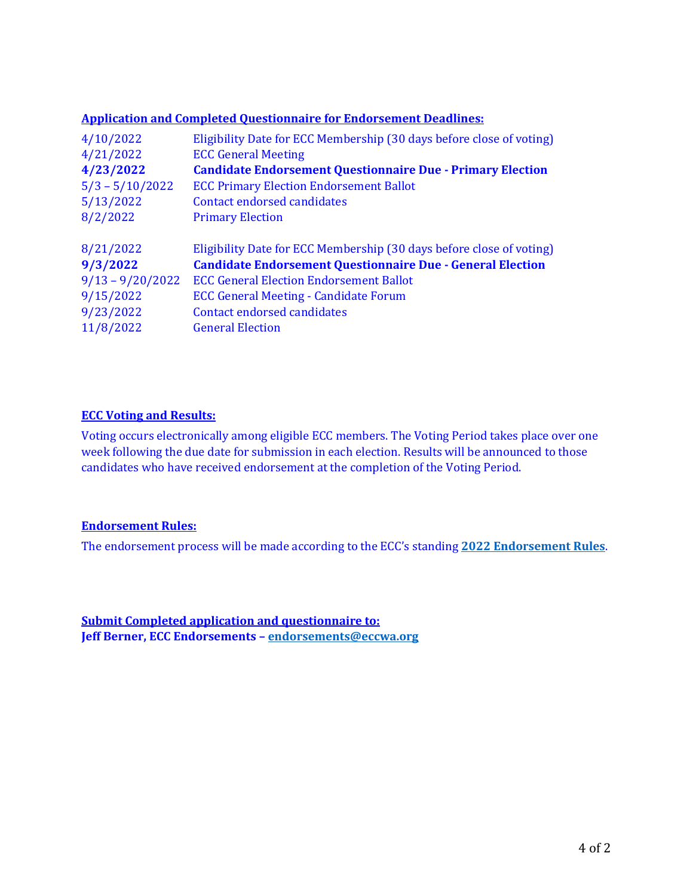**Application and Completed Questionnaire for Endorsement Deadlines:**

| | |
|---|---|
| 4/10/2022 | Eligibility Date for ECC Membership (30 days before close of voting) |
| 4/21/2022 | ECC General Meeting |
| **4/23/2022** | **Candidate Endorsement Questionnaire Due - Primary Election** |
| 5/3 – 5/10/2022 | ECC Primary Election Endorsement Ballot |
| 5/13/2022 | Contact endorsed candidates |
| 8/2/2022 | Primary Election |
| | |
| 8/21/2022 | Eligibility Date for ECC Membership (30 days before close of voting) |
| **9/3/2022** | **Candidate Endorsement Questionnaire Due - General Election** |
| 9/13 – 9/20/2022 | ECC General Election Endorsement Ballot |
| 9/15/2022 | ECC General Meeting - Candidate Forum |
| 9/23/2022 | Contact endorsed candidates |
| 11/8/2022 | General Election |

**ECC Voting and Results:**

Voting occurs electronically among eligible ECC members. The Voting Period takes place over one week following the due date for submission in each election. Results will be announced to those candidates who have received endorsement at the completion of the Voting Period.

**Endorsement Rules:**

The endorsement process will be made according to the ECC's standing **2022 Endorsement Rules**.

**Submit Completed application and questionnaire to:**
**Jeff Berner, ECC Endorsements – endorsements@eccwa.org**